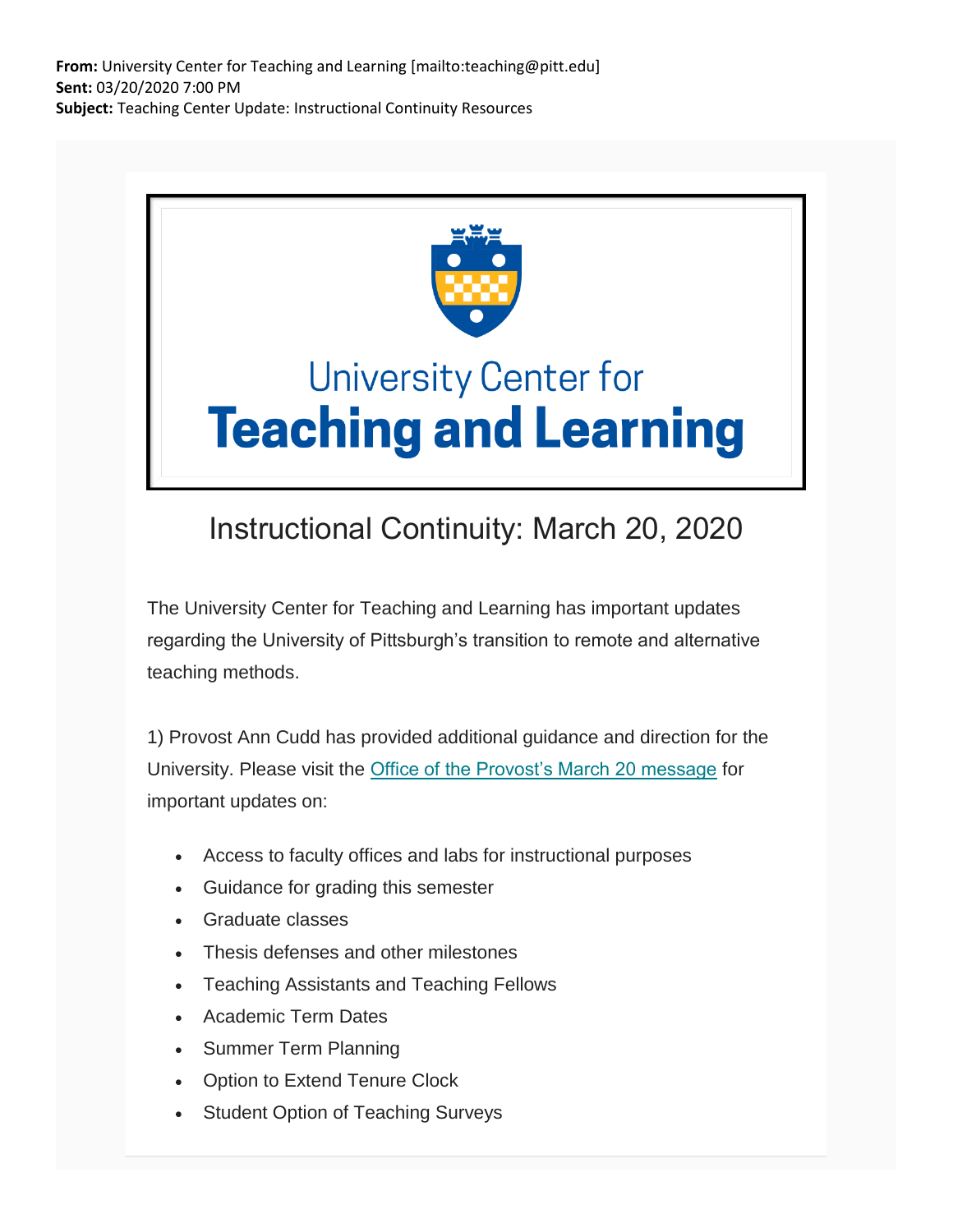**From:** University Center for Teaching and Learning [mailto:teaching@pitt.edu]
**Sent:** 03/20/2020 7:00 PM
**Subject:** Teaching Center Update: Instructional Continuity Resources

University Center for
**Teaching and Learning**

# Instructional Continuity: March 20, 2020

The University Center for Teaching and Learning has important updates regarding the University of Pittsburgh's transition to remote and alternative teaching methods.

1) Provost Ann Cudd has provided additional guidance and direction for the University. Please visit the Office of the Provost's March 20 message for important updates on:

- Access to faculty offices and labs for instructional purposes
- Guidance for grading this semester
- Graduate classes
- Thesis defenses and other milestones
- Teaching Assistants and Teaching Fellows
- Academic Term Dates
- Summer Term Planning
- Option to Extend Tenure Clock
- Student Option of Teaching Surveys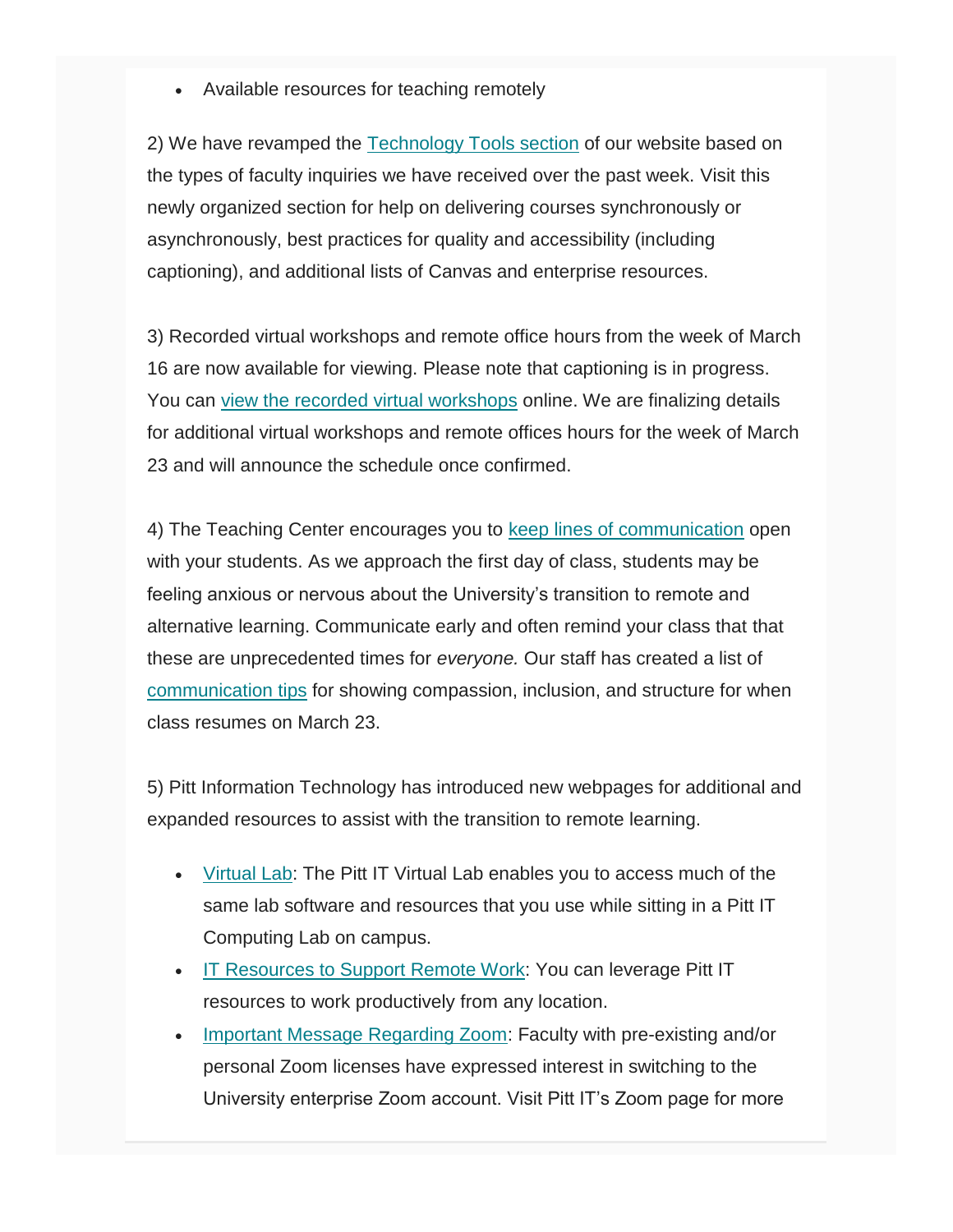- Available resources for teaching remotely

2) We have revamped the Technology Tools section of our website based on the types of faculty inquiries we have received over the past week. Visit this newly organized section for help on delivering courses synchronously or asynchronously, best practices for quality and accessibility (including captioning), and additional lists of Canvas and enterprise resources.

3) Recorded virtual workshops and remote office hours from the week of March 16 are now available for viewing. Please note that captioning is in progress. You can view the recorded virtual workshops online. We are finalizing details for additional virtual workshops and remote offices hours for the week of March 23 and will announce the schedule once confirmed.

4) The Teaching Center encourages you to keep lines of communication open with your students. As we approach the first day of class, students may be feeling anxious or nervous about the University's transition to remote and alternative learning. Communicate early and often remind your class that that these are unprecedented times for *everyone.* Our staff has created a list of communication tips for showing compassion, inclusion, and structure for when class resumes on March 23.

5) Pitt Information Technology has introduced new webpages for additional and expanded resources to assist with the transition to remote learning.

- Virtual Lab: The Pitt IT Virtual Lab enables you to access much of the same lab software and resources that you use while sitting in a Pitt IT Computing Lab on campus.
- IT Resources to Support Remote Work: You can leverage Pitt IT resources to work productively from any location.
- Important Message Regarding Zoom: Faculty with pre-existing and/or personal Zoom licenses have expressed interest in switching to the University enterprise Zoom account. Visit Pitt IT's Zoom page for more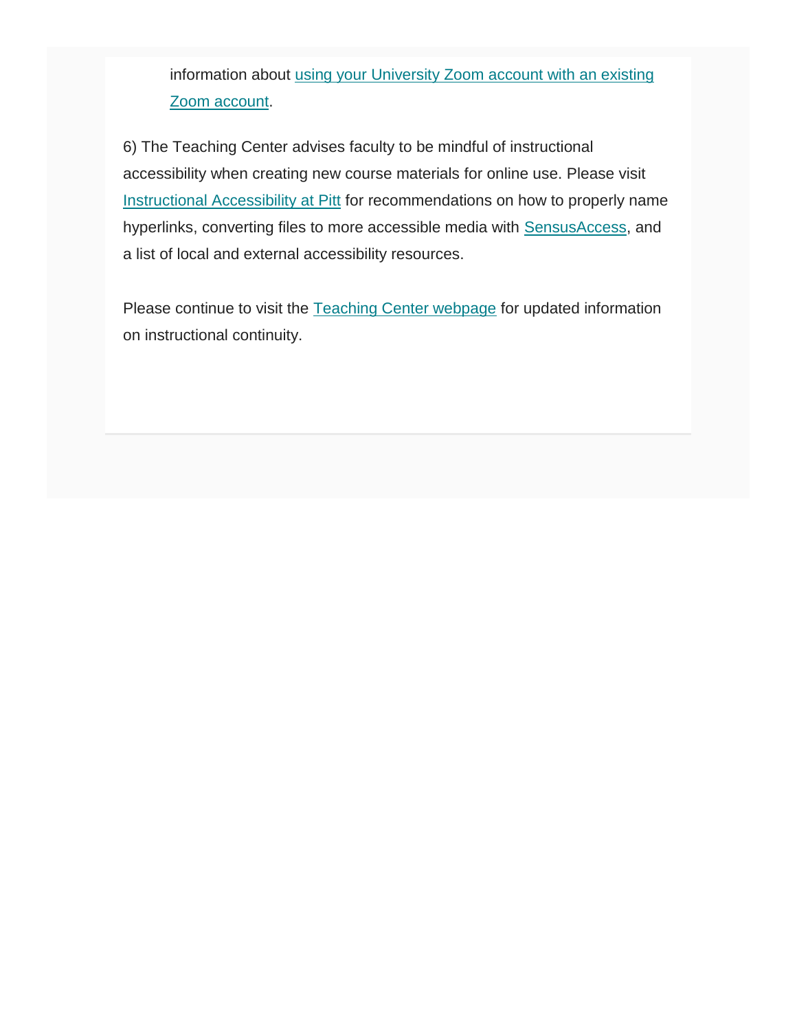information about using your University Zoom account with an existing Zoom account.

6) The Teaching Center advises faculty to be mindful of instructional accessibility when creating new course materials for online use. Please visit Instructional Accessibility at Pitt for recommendations on how to properly name hyperlinks, converting files to more accessible media with SensusAccess, and a list of local and external accessibility resources.

Please continue to visit the Teaching Center webpage for updated information on instructional continuity.